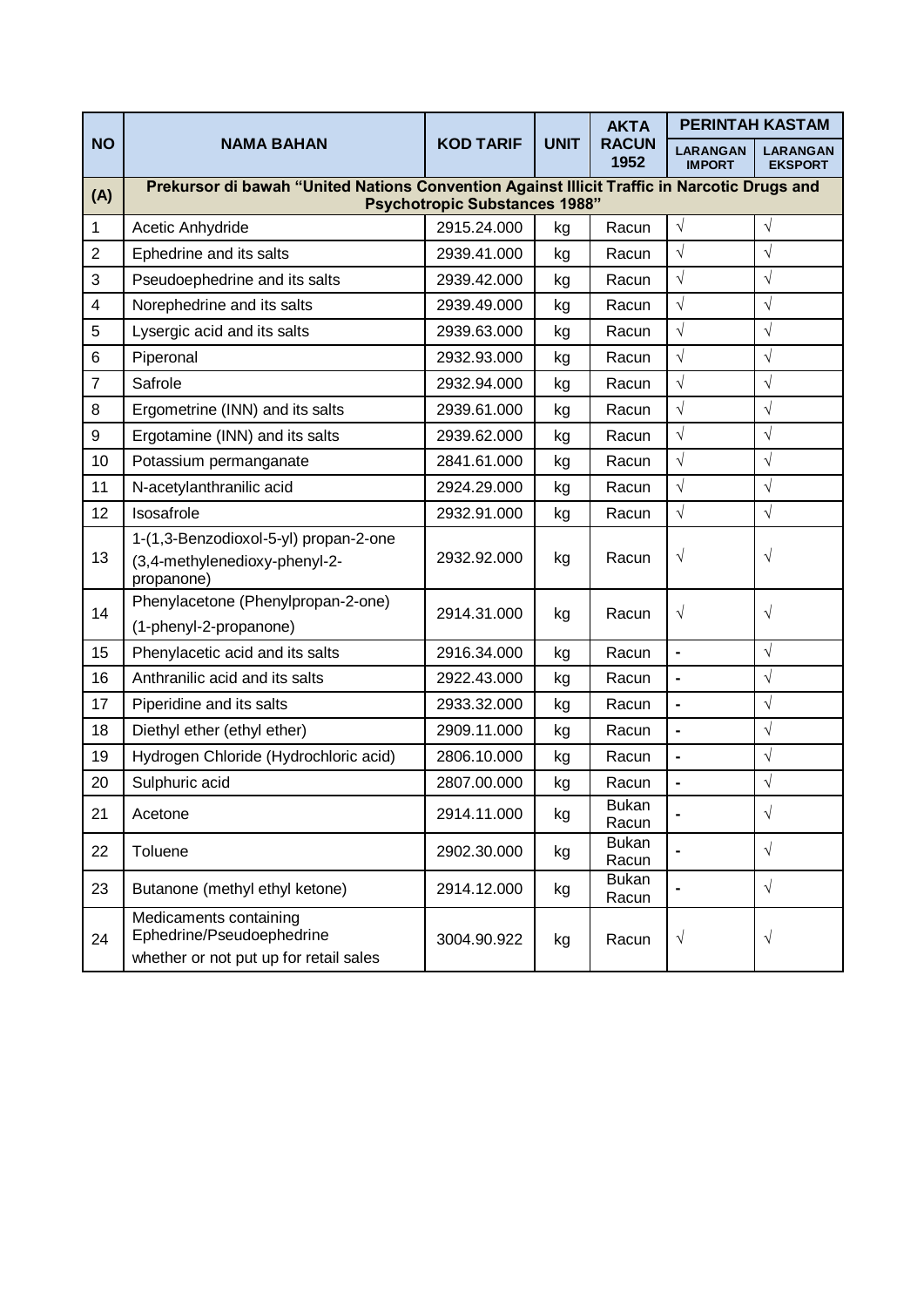| NO | NAMA BAHAN | KOD TARIF | UNIT | AKTA RACUN 1952 | PERINTAH KASTAM | |
|---|---|---|---|---|---|---|
| | | | | | LARANGAN IMPORT | LARANGAN EKSPORT |
| (A) | **Prekursor di bawah "United Nations Convention Against Illicit Traffic in Narcotic Drugs and Psychotropic Substances 1988"** | | | | | |
| 1 | Acetic Anhydride | 2915.24.000 | kg | Racun | √ | √ |
| 2 | Ephedrine and its salts | 2939.41.000 | kg | Racun | √ | √ |
| 3 | Pseudoephedrine and its salts | 2939.42.000 | kg | Racun | √ | √ |
| 4 | Norephedrine and its salts | 2939.49.000 | kg | Racun | √ | √ |
| 5 | Lysergic acid and its salts | 2939.63.000 | kg | Racun | √ | √ |
| 6 | Piperonal | 2932.93.000 | kg | Racun | √ | √ |
| 7 | Safrole | 2932.94.000 | kg | Racun | √ | √ |
| 8 | Ergometrine (INN) and its salts | 2939.61.000 | kg | Racun | √ | √ |
| 9 | Ergotamine (INN) and its salts | 2939.62.000 | kg | Racun | √ | √ |
| 10 | Potassium permanganate | 2841.61.000 | kg | Racun | √ | √ |
| 11 | N-acetylanthranilic acid | 2924.29.000 | kg | Racun | √ | √ |
| 12 | Isosafrole | 2932.91.000 | kg | Racun | √ | √ |
| 13 | 1-(1,3-Benzodioxol-5-yl) propan-2-one (3,4-methylenedioxy-phenyl-2-propanone) | 2932.92.000 | kg | Racun | √ | √ |
| 14 | Phenylacetone (Phenylpropan-2-one) (1-phenyl-2-propanone) | 2914.31.000 | kg | Racun | √ | √ |
| 15 | Phenylacetic acid and its salts | 2916.34.000 | kg | Racun | - | √ |
| 16 | Anthranilic acid and its salts | 2922.43.000 | kg | Racun | - | √ |
| 17 | Piperidine and its salts | 2933.32.000 | kg | Racun | - | √ |
| 18 | Diethyl ether (ethyl ether) | 2909.11.000 | kg | Racun | - | √ |
| 19 | Hydrogen Chloride (Hydrochloric acid) | 2806.10.000 | kg | Racun | - | √ |
| 20 | Sulphuric acid | 2807.00.000 | kg | Racun | - | √ |
| 21 | Acetone | 2914.11.000 | kg | Bukan Racun | - | √ |
| 22 | Toluene | 2902.30.000 | kg | Bukan Racun | - | √ |
| 23 | Butanone (methyl ethyl ketone) | 2914.12.000 | kg | Bukan Racun | - | √ |
| 24 | Medicaments containing Ephedrine/Pseudoephedrine whether or not put up for retail sales | 3004.90.922 | kg | Racun | √ | √ |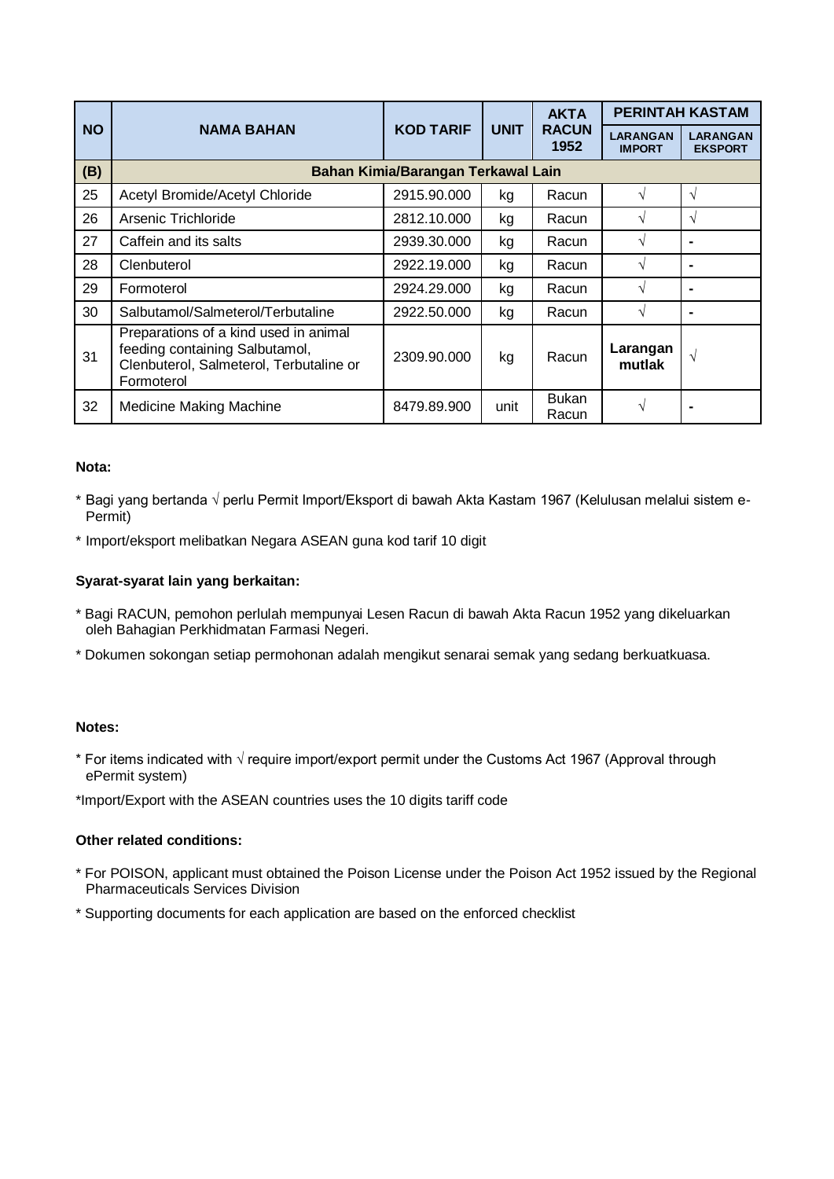| NO | NAMA BAHAN | KOD TARIF | UNIT | AKTA RACUN 1952 | PERINTAH KASTAM | |
|---|---|---|---|---|---|---|
| | | | | | LARANGAN IMPORT | LARANGAN EKSPORT |
| (B) | Bahan Kimia/Barangan Terkawal Lain | | | | | |
| 25 | Acetyl Bromide/Acetyl Chloride | 2915.90.000 | kg | Racun | √ | √ |
| 26 | Arsenic Trichloride | 2812.10.000 | kg | Racun | √ | √ |
| 27 | Caffein and its salts | 2939.30.000 | kg | Racun | √ | - |
| 28 | Clenbuterol | 2922.19.000 | kg | Racun | √ | - |
| 29 | Formoterol | 2924.29.000 | kg | Racun | √ | - |
| 30 | Salbutamol/Salmeterol/Terbutaline | 2922.50.000 | kg | Racun | √ | - |
| 31 | Preparations of a kind used in animal feeding containing Salbutamol, Clenbuterol, Salmeterol, Terbutaline or Formoterol | 2309.90.000 | kg | Racun | **Larangan mutlak** | √ |
| 32 | Medicine Making Machine | 8479.89.900 | unit | Bukan Racun | √ | - |

**Nota:**

* Bagi yang bertanda √ perlu Permit Import/Eksport di bawah Akta Kastam 1967 (Kelulusan melalui sistem e-Permit)

* Import/eksport melibatkan Negara ASEAN guna kod tarif 10 digit

**Syarat-syarat lain yang berkaitan:**

* Bagi RACUN, pemohon perlulah mempunyai Lesen Racun di bawah Akta Racun 1952 yang dikeluarkan oleh Bahagian Perkhidmatan Farmasi Negeri.

* Dokumen sokongan setiap permohonan adalah mengikut senarai semak yang sedang berkuatkuasa.

**Notes:**

* For items indicated with √ require import/export permit under the Customs Act 1967 (Approval through ePermit system)

*Import/Export with the ASEAN countries uses the 10 digits tariff code

**Other related conditions:**

* For POISON, applicant must obtained the Poison License under the Poison Act 1952 issued by the Regional Pharmaceuticals Services Division

* Supporting documents for each application are based on the enforced checklist